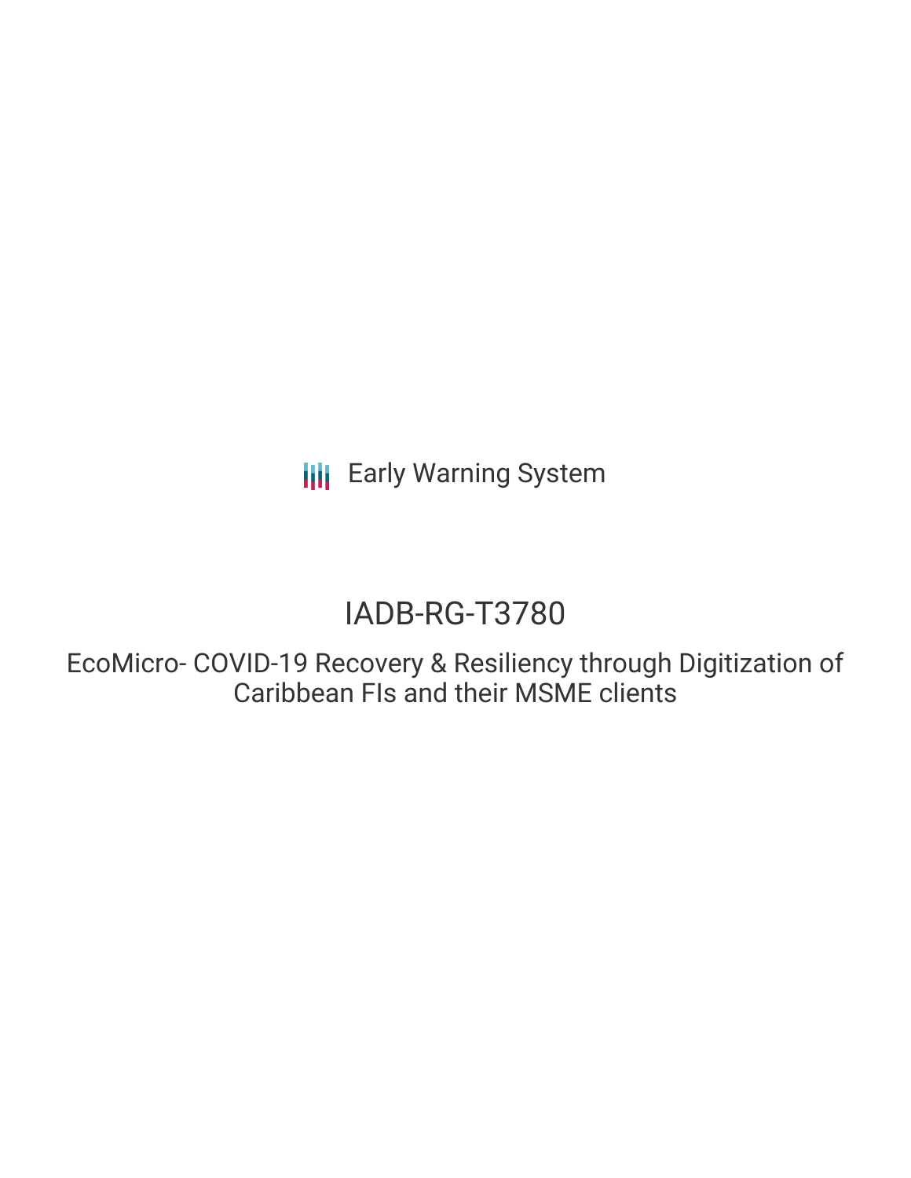Early Warning System

# IADB-RG-T3780

## EcoMicro- COVID-19 Recovery & Resiliency through Digitization of Caribbean FIs and their MSME clients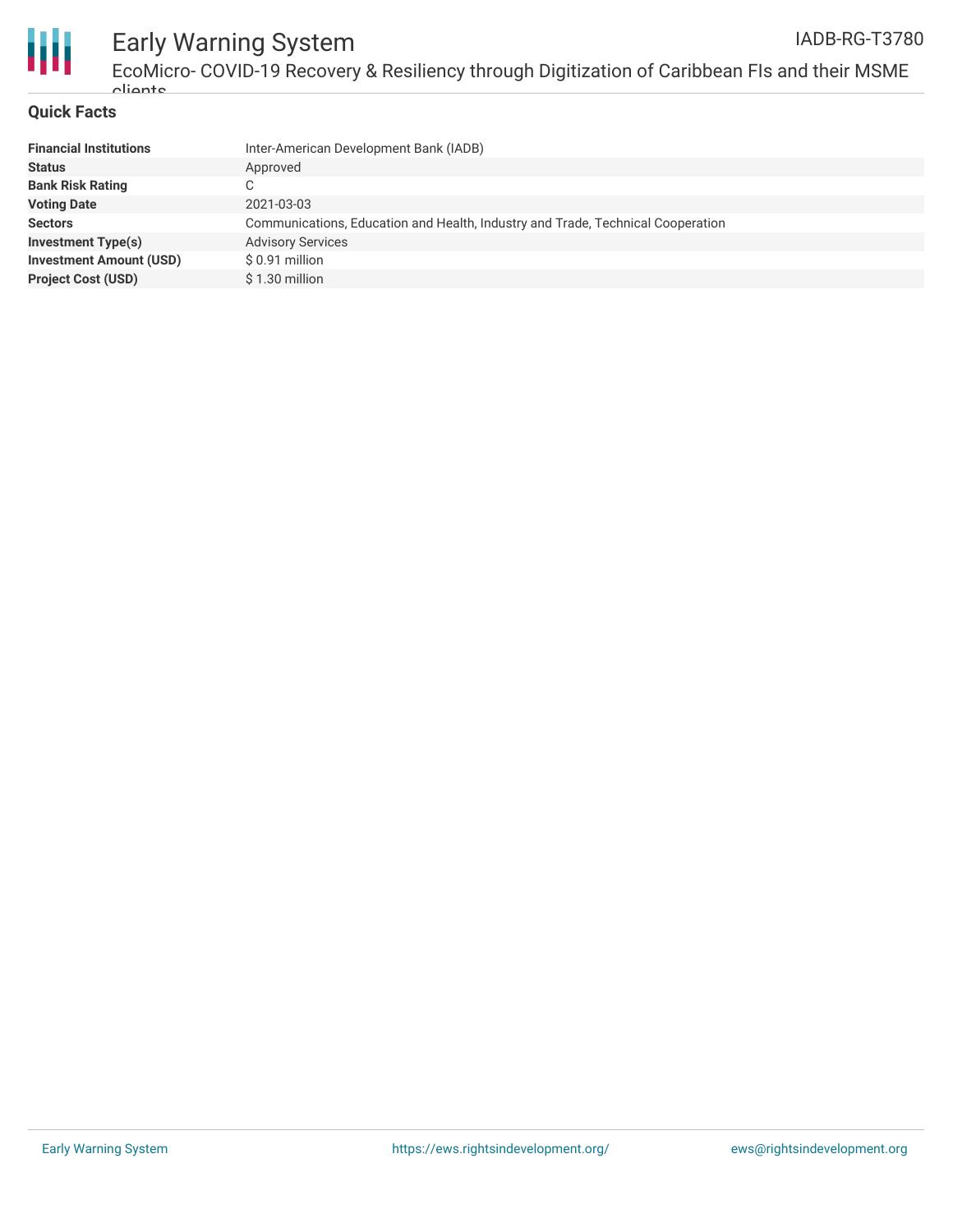## Quick Facts

| | |
|---|---|
| **Financial Institutions** | Inter-American Development Bank (IADB) |
| **Status** | Approved |
| **Bank Risk Rating** | C |
| **Voting Date** | 2021-03-03 |
| **Sectors** | Communications, Education and Health, Industry and Trade, Technical Cooperation |
| **Investment Type(s)** | Advisory Services |
| **Investment Amount (USD)** | $ 0.91 million |
| **Project Cost (USD)** | $ 1.30 million |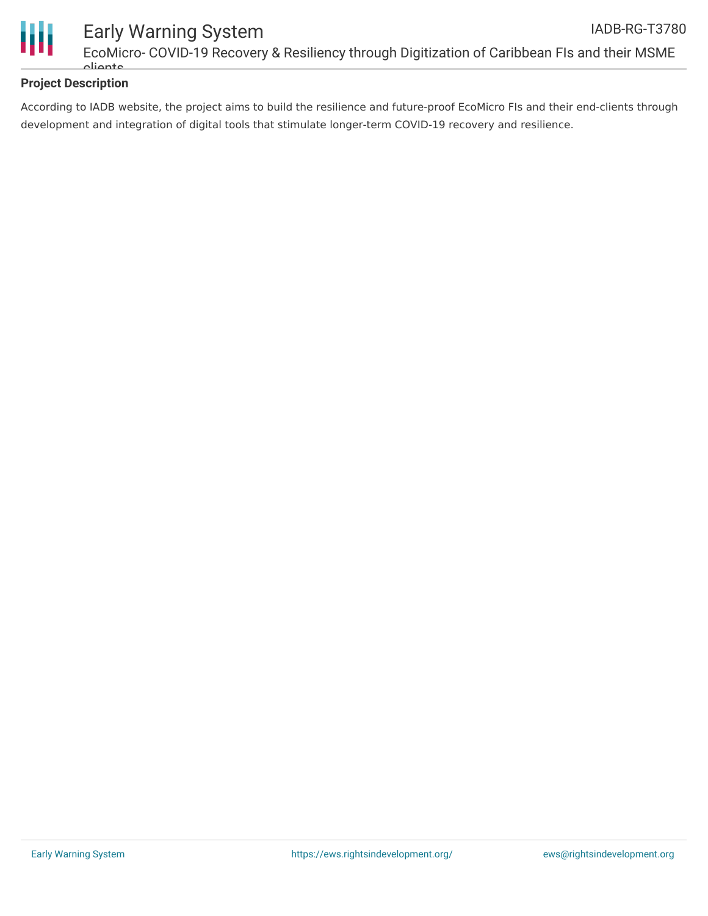## Project Description

According to IADB website, the project aims to build the resilience and future-proof EcoMicro FIs and their end-clients through development and integration of digital tools that stimulate longer-term COVID-19 recovery and resilience.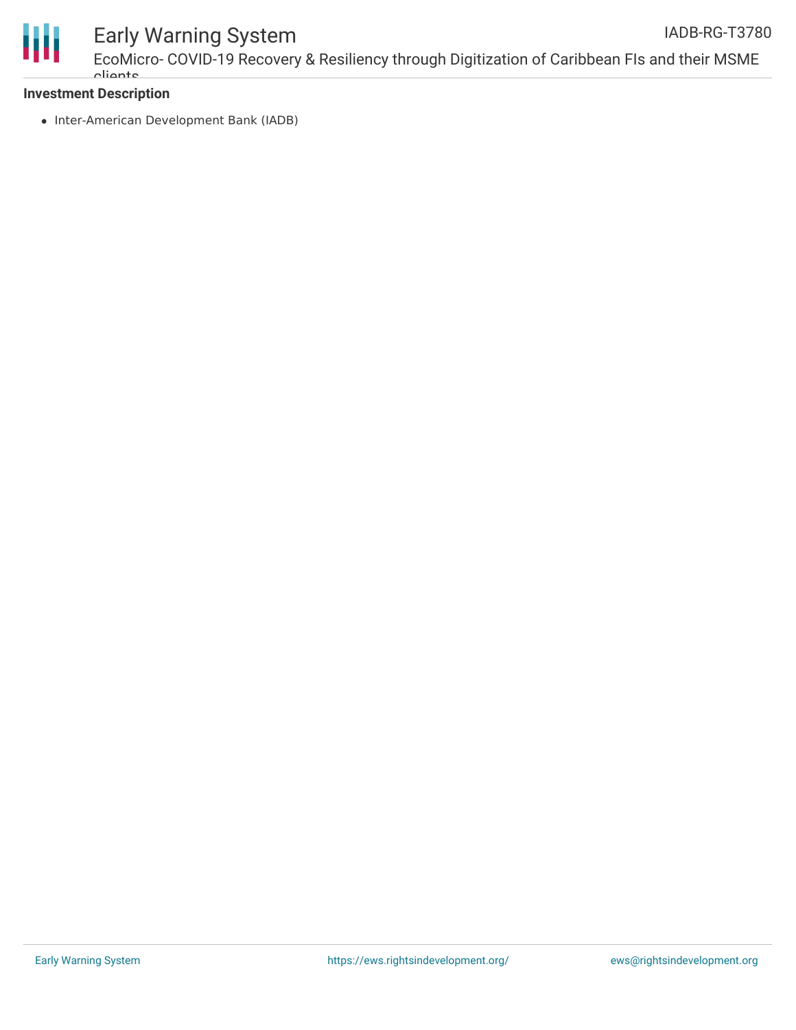**Investment Description**

- Inter-American Development Bank (IADB)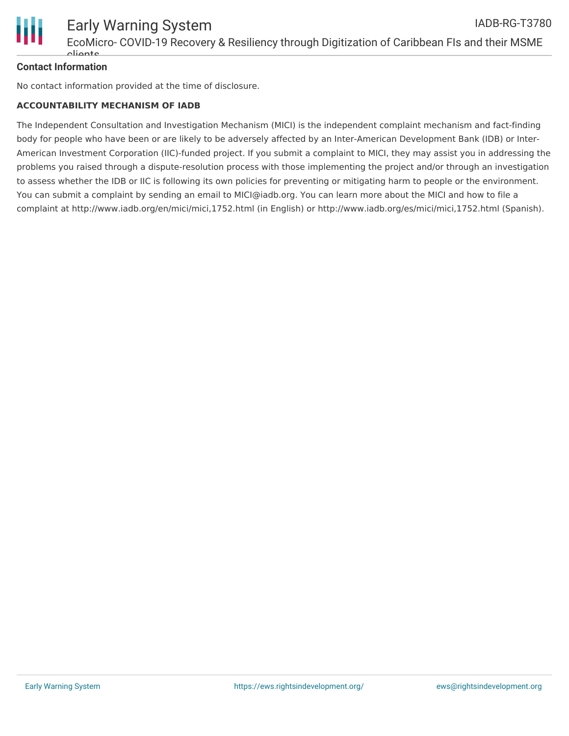**Contact Information**

No contact information provided at the time of disclosure.

**ACCOUNTABILITY MECHANISM OF IADB**

The Independent Consultation and Investigation Mechanism (MICI) is the independent complaint mechanism and fact-finding body for people who have been or are likely to be adversely affected by an Inter-American Development Bank (IDB) or Inter-American Investment Corporation (IIC)-funded project. If you submit a complaint to MICI, they may assist you in addressing the problems you raised through a dispute-resolution process with those implementing the project and/or through an investigation to assess whether the IDB or IIC is following its own policies for preventing or mitigating harm to people or the environment. You can submit a complaint by sending an email to MICI@iadb.org. You can learn more about the MICI and how to file a complaint at http://www.iadb.org/en/mici/mici,1752.html (in English) or http://www.iadb.org/es/mici/mici,1752.html (Spanish).